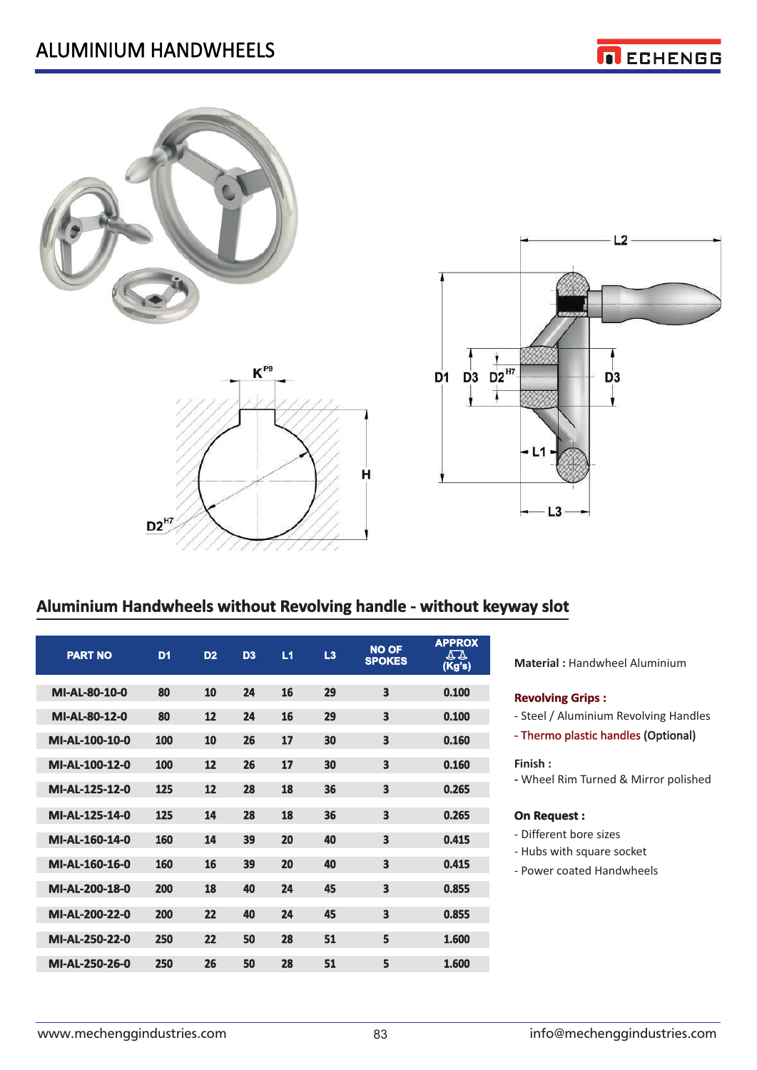# ALUMINIUM HANDWHEELS

## Aluminium Handwheels without Revolving handle - without keyway slot

| PART NO | D1 | D2 | D3 | L1 | L3 | NO OF SPOKES | APPROX (Kg's) |
|---|---|---|---|---|---|---|---|
| MI-AL-80-10-0 | 80 | 10 | 24 | 16 | 29 | 3 | 0.100 |
| MI-AL-80-12-0 | 80 | 12 | 24 | 16 | 29 | 3 | 0.100 |
| MI-AL-100-10-0 | 100 | 10 | 26 | 17 | 30 | 3 | 0.160 |
| MI-AL-100-12-0 | 100 | 12 | 26 | 17 | 30 | 3 | 0.160 |
| MI-AL-125-12-0 | 125 | 12 | 28 | 18 | 36 | 3 | 0.265 |
| MI-AL-125-14-0 | 125 | 14 | 28 | 18 | 36 | 3 | 0.265 |
| MI-AL-160-14-0 | 160 | 14 | 39 | 20 | 40 | 3 | 0.415 |
| MI-AL-160-16-0 | 160 | 16 | 39 | 20 | 40 | 3 | 0.415 |
| MI-AL-200-18-0 | 200 | 18 | 40 | 24 | 45 | 3 | 0.855 |
| MI-AL-200-22-0 | 200 | 22 | 40 | 24 | 45 | 3 | 0.855 |
| MI-AL-250-22-0 | 250 | 22 | 50 | 28 | 51 | 5 | 1.600 |
| MI-AL-250-26-0 | 250 | 26 | 50 | 28 | 51 | 5 | 1.600 |

**Material :** Handwheel Aluminium

**Revolving Grips :**
- Steel / Aluminium Revolving Handles
- Thermo plastic handles (Optional)

**Finish :**
- Wheel Rim Turned & Mirror polished

**On Request :**
- Different bore sizes
- Hubs with square socket
- Power coated Handwheels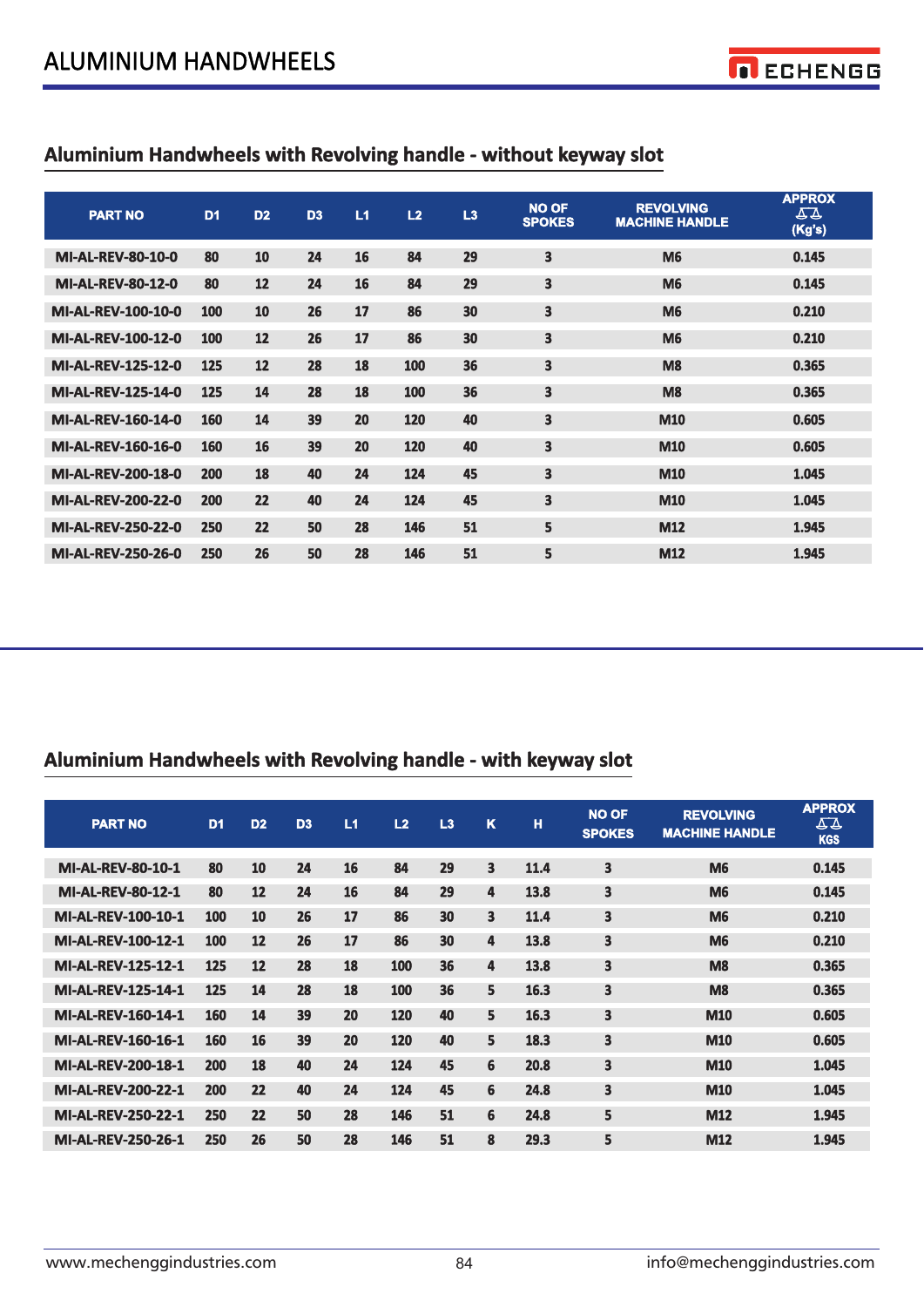# ALUMINIUM HANDWHEELS

## Aluminium Handwheels with Revolving handle - without keyway slot

| PART NO | D1 | D2 | D3 | L1 | L2 | L3 | NO OF SPOKES | REVOLVING MACHINE HANDLE | APPROX ⚖ (Kg's) |
|---|---|---|---|---|---|---|---|---|---|
| MI-AL-REV-80-10-0 | 80 | 10 | 24 | 16 | 84 | 29 | 3 | M6 | 0.145 |
| MI-AL-REV-80-12-0 | 80 | 12 | 24 | 16 | 84 | 29 | 3 | M6 | 0.145 |
| MI-AL-REV-100-10-0 | 100 | 10 | 26 | 17 | 86 | 30 | 3 | M6 | 0.210 |
| MI-AL-REV-100-12-0 | 100 | 12 | 26 | 17 | 86 | 30 | 3 | M6 | 0.210 |
| MI-AL-REV-125-12-0 | 125 | 12 | 28 | 18 | 100 | 36 | 3 | M8 | 0.365 |
| MI-AL-REV-125-14-0 | 125 | 14 | 28 | 18 | 100 | 36 | 3 | M8 | 0.365 |
| MI-AL-REV-160-14-0 | 160 | 14 | 39 | 20 | 120 | 40 | 3 | M10 | 0.605 |
| MI-AL-REV-160-16-0 | 160 | 16 | 39 | 20 | 120 | 40 | 3 | M10 | 0.605 |
| MI-AL-REV-200-18-0 | 200 | 18 | 40 | 24 | 124 | 45 | 3 | M10 | 1.045 |
| MI-AL-REV-200-22-0 | 200 | 22 | 40 | 24 | 124 | 45 | 3 | M10 | 1.045 |
| MI-AL-REV-250-22-0 | 250 | 22 | 50 | 28 | 146 | 51 | 5 | M12 | 1.945 |
| MI-AL-REV-250-26-0 | 250 | 26 | 50 | 28 | 146 | 51 | 5 | M12 | 1.945 |

## Aluminium Handwheels with Revolving handle - with keyway slot

| PART NO | D1 | D2 | D3 | L1 | L2 | L3 | K | H | NO OF SPOKES | REVOLVING MACHINE HANDLE | APPROX ⚖ KGS |
|---|---|---|---|---|---|---|---|---|---|---|---|
| MI-AL-REV-80-10-1 | 80 | 10 | 24 | 16 | 84 | 29 | 3 | 11.4 | 3 | M6 | 0.145 |
| MI-AL-REV-80-12-1 | 80 | 12 | 24 | 16 | 84 | 29 | 4 | 13.8 | 3 | M6 | 0.145 |
| MI-AL-REV-100-10-1 | 100 | 10 | 26 | 17 | 86 | 30 | 3 | 11.4 | 3 | M6 | 0.210 |
| MI-AL-REV-100-12-1 | 100 | 12 | 26 | 17 | 86 | 30 | 4 | 13.8 | 3 | M6 | 0.210 |
| MI-AL-REV-125-12-1 | 125 | 12 | 28 | 18 | 100 | 36 | 4 | 13.8 | 3 | M8 | 0.365 |
| MI-AL-REV-125-14-1 | 125 | 14 | 28 | 18 | 100 | 36 | 5 | 16.3 | 3 | M8 | 0.365 |
| MI-AL-REV-160-14-1 | 160 | 14 | 39 | 20 | 120 | 40 | 5 | 16.3 | 3 | M10 | 0.605 |
| MI-AL-REV-160-16-1 | 160 | 16 | 39 | 20 | 120 | 40 | 5 | 18.3 | 3 | M10 | 0.605 |
| MI-AL-REV-200-18-1 | 200 | 18 | 40 | 24 | 124 | 45 | 6 | 20.8 | 3 | M10 | 1.045 |
| MI-AL-REV-200-22-1 | 200 | 22 | 40 | 24 | 124 | 45 | 6 | 24.8 | 3 | M10 | 1.045 |
| MI-AL-REV-250-22-1 | 250 | 22 | 50 | 28 | 146 | 51 | 6 | 24.8 | 5 | M12 | 1.945 |
| MI-AL-REV-250-26-1 | 250 | 26 | 50 | 28 | 146 | 51 | 8 | 29.3 | 5 | M12 | 1.945 |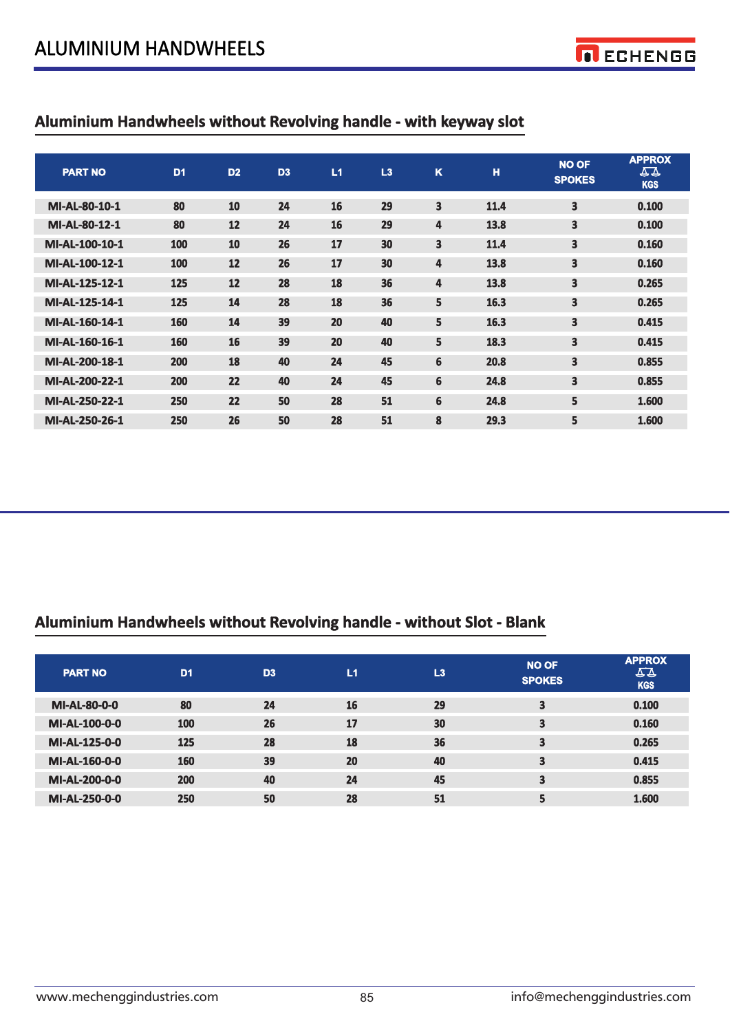# ALUMINIUM HANDWHEELS

## Aluminium Handwheels without Revolving handle - with keyway slot

| PART NO | D1 | D2 | D3 | L1 | L3 | K | H | NO OF SPOKES | APPROX KGS |
|---|---|---|---|---|---|---|---|---|---|
| MI-AL-80-10-1 | 80 | 10 | 24 | 16 | 29 | 3 | 11.4 | 3 | 0.100 |
| MI-AL-80-12-1 | 80 | 12 | 24 | 16 | 29 | 4 | 13.8 | 3 | 0.100 |
| MI-AL-100-10-1 | 100 | 10 | 26 | 17 | 30 | 3 | 11.4 | 3 | 0.160 |
| MI-AL-100-12-1 | 100 | 12 | 26 | 17 | 30 | 4 | 13.8 | 3 | 0.160 |
| MI-AL-125-12-1 | 125 | 12 | 28 | 18 | 36 | 4 | 13.8 | 3 | 0.265 |
| MI-AL-125-14-1 | 125 | 14 | 28 | 18 | 36 | 5 | 16.3 | 3 | 0.265 |
| MI-AL-160-14-1 | 160 | 14 | 39 | 20 | 40 | 5 | 16.3 | 3 | 0.415 |
| MI-AL-160-16-1 | 160 | 16 | 39 | 20 | 40 | 5 | 18.3 | 3 | 0.415 |
| MI-AL-200-18-1 | 200 | 18 | 40 | 24 | 45 | 6 | 20.8 | 3 | 0.855 |
| MI-AL-200-22-1 | 200 | 22 | 40 | 24 | 45 | 6 | 24.8 | 3 | 0.855 |
| MI-AL-250-22-1 | 250 | 22 | 50 | 28 | 51 | 6 | 24.8 | 5 | 1.600 |
| MI-AL-250-26-1 | 250 | 26 | 50 | 28 | 51 | 8 | 29.3 | 5 | 1.600 |

## Aluminium Handwheels without Revolving handle - without Slot - Blank

| PART NO | D1 | D3 | L1 | L3 | NO OF SPOKES | APPROX KGS |
|---|---|---|---|---|---|---|
| MI-AL-80-0-0 | 80 | 24 | 16 | 29 | 3 | 0.100 |
| MI-AL-100-0-0 | 100 | 26 | 17 | 30 | 3 | 0.160 |
| MI-AL-125-0-0 | 125 | 28 | 18 | 36 | 3 | 0.265 |
| MI-AL-160-0-0 | 160 | 39 | 20 | 40 | 3 | 0.415 |
| MI-AL-200-0-0 | 200 | 40 | 24 | 45 | 3 | 0.855 |
| MI-AL-250-0-0 | 250 | 50 | 28 | 51 | 5 | 1.600 |

www.mechenggindustries.com

info@mechenggindustries.com